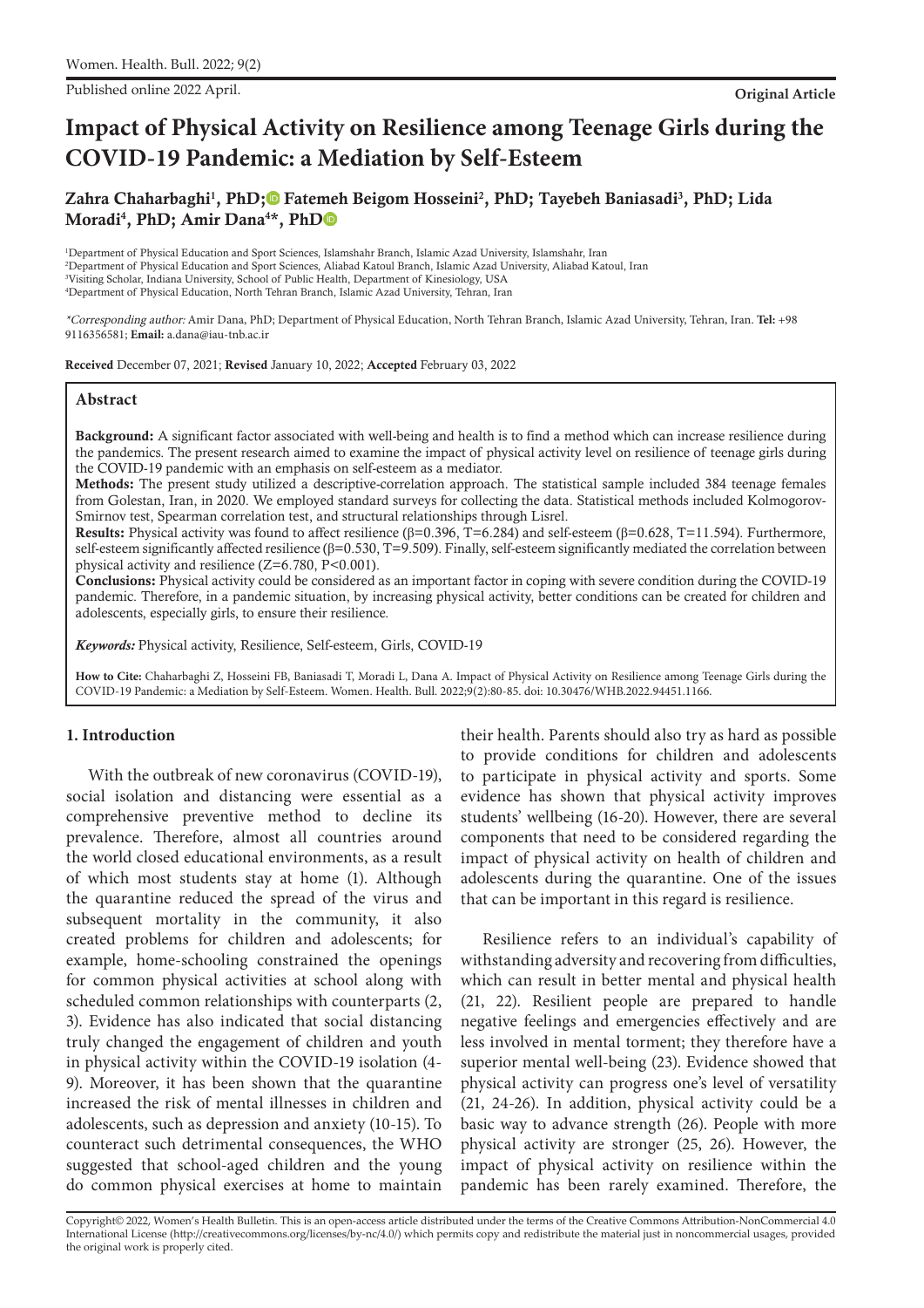Original Article

# Impact of Physical Activity on Resilience among Teenage Girls during the COVID-19 Pandemic: a Mediation by Self-Esteem

**Zahra Chaharbaghi[1], PhD; Fatemeh Beigom Hosseini[2], PhD; Tayebeh Baniasadi[3], PhD; Lida Moradi[4], PhD; Amir Dana[4]\*, PhD**

[1]Department of Physical Education and Sport Sciences, Islamshahr Branch, Islamic Azad University, Islamshahr, Iran
[2]Department of Physical Education and Sport Sciences, Aliabad Katoul Branch, Islamic Azad University, Aliabad Katoul, Iran
[3]Visiting Scholar, Indiana University, School of Public Health, Department of Kinesiology, USA
[4]Department of Physical Education, North Tehran Branch, Islamic Azad University, Tehran, Iran

*\*Corresponding author:* Amir Dana, PhD; Department of Physical Education, North Tehran Branch, Islamic Azad University, Tehran, Iran. **Tel:** +98 9116356581; **Email:** a.dana@iau-tnb.ac.ir

**Received** December 07, 2021; **Revised** January 10, 2022; **Accepted** February 03, 2022

## Abstract

**Background:** A significant factor associated with well-being and health is to find a method which can increase resilience during the pandemics. The present research aimed to examine the impact of physical activity level on resilience of teenage girls during the COVID-19 pandemic with an emphasis on self-esteem as a mediator.

**Methods:** The present study utilized a descriptive-correlation approach. The statistical sample included 384 teenage females from Golestan, Iran, in 2020. We employed standard surveys for collecting the data. Statistical methods included Kolmogorov-Smirnov test, Spearman correlation test, and structural relationships through Lisrel.

**Results:** Physical activity was found to affect resilience ($\beta$=0.396, T=6.284) and self-esteem ($\beta$=0.628, T=11.594). Furthermore, self-esteem significantly affected resilience ($\beta$=0.530, T=9.509). Finally, self-esteem significantly mediated the correlation between physical activity and resilience (Z=6.780, $P<0.001$).

**Conclusions:** Physical activity could be considered as an important factor in coping with severe condition during the COVID-19 pandemic. Therefore, in a pandemic situation, by increasing physical activity, better conditions can be created for children and adolescents, especially girls, to ensure their resilience.

***Keywords:*** Physical activity, Resilience, Self-esteem, Girls, COVID-19

**How to Cite:** Chaharbaghi Z, Hosseini FB, Baniasadi T, Moradi L, Dana A. Impact of Physical Activity on Resilience among Teenage Girls during the COVID-19 Pandemic: a Mediation by Self-Esteem. Women. Health. Bull. 2022;9(2):80-85. doi: 10.30476/WHB.2022.94451.1166.

## 1. Introduction

With the outbreak of new coronavirus (COVID-19), social isolation and distancing were essential as a comprehensive preventive method to decline its prevalence. Therefore, almost all countries around the world closed educational environments, as a result of which most students stay at home (1). Although the quarantine reduced the spread of the virus and subsequent mortality in the community, it also created problems for children and adolescents; for example, home-schooling constrained the openings for common physical activities at school along with scheduled common relationships with counterparts (2, 3). Evidence has also indicated that social distancing truly changed the engagement of children and youth in physical activity within the COVID-19 isolation (4-9). Moreover, it has been shown that the quarantine increased the risk of mental illnesses in children and adolescents, such as depression and anxiety (10-15). To counteract such detrimental consequences, the WHO suggested that school-aged children and the young do common physical exercises at home to maintain their health. Parents should also try as hard as possible to provide conditions for children and adolescents to participate in physical activity and sports. Some evidence has shown that physical activity improves students' wellbeing (16-20). However, there are several components that need to be considered regarding the impact of physical activity on health of children and adolescents during the quarantine. One of the issues that can be important in this regard is resilience.

Resilience refers to an individual's capability of withstanding adversity and recovering from difficulties, which can result in better mental and physical health (21, 22). Resilient people are prepared to handle negative feelings and emergencies effectively and are less involved in mental torment; they therefore have a superior mental well-being (23). Evidence showed that physical activity can progress one's level of versatility (21, 24-26). In addition, physical activity could be a basic way to advance strength (26). People with more physical activity are stronger (25, 26). However, the impact of physical activity on resilience within the pandemic has been rarely examined. Therefore, the

Copyright© 2022, Women's Health Bulletin. This is an open-access article distributed under the terms of the Creative Commons Attribution-NonCommercial 4.0 International License (http://creativecommons.org/licenses/by-nc/4.0/) which permits copy and redistribute the material just in noncommercial usages, provided the original work is properly cited.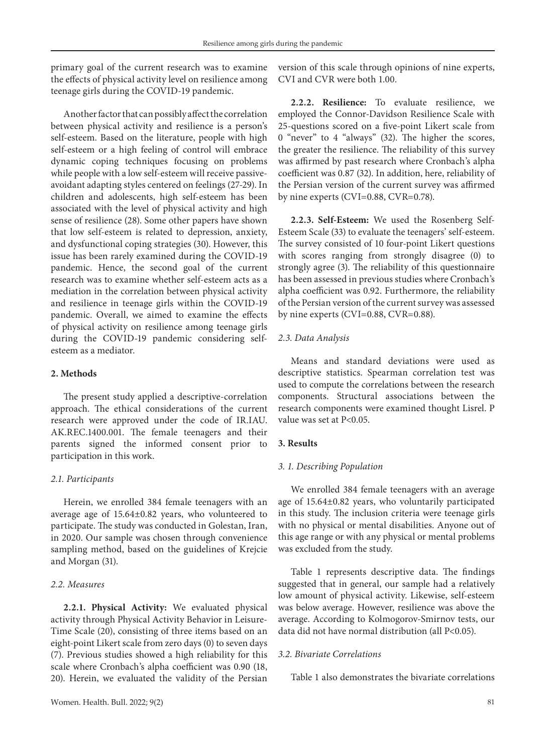primary goal of the current research was to examine the effects of physical activity level on resilience among teenage girls during the COVID-19 pandemic.

Another factor that can possibly affect the correlation between physical activity and resilience is a person's self-esteem. Based on the literature, people with high self-esteem or a high feeling of control will embrace dynamic coping techniques focusing on problems while people with a low self-esteem will receive passive-avoidant adapting styles centered on feelings (27-29). In children and adolescents, high self-esteem has been associated with the level of physical activity and high sense of resilience (28). Some other papers have shown that low self-esteem is related to depression, anxiety, and dysfunctional coping strategies (30). However, this issue has been rarely examined during the COVID-19 pandemic. Hence, the second goal of the current research was to examine whether self-esteem acts as a mediation in the correlation between physical activity and resilience in teenage girls within the COVID-19 pandemic. Overall, we aimed to examine the effects of physical activity on resilience among teenage girls during the COVID-19 pandemic considering self-esteem as a mediator.

## 2. Methods

The present study applied a descriptive-correlation approach. The ethical considerations of the current research were approved under the code of IR.IAU.AK.REC.1400.001. The female teenagers and their parents signed the informed consent prior to participation in this work.

### *2.1. Participants*

Herein, we enrolled 384 female teenagers with an average age of 15.64±0.82 years, who volunteered to participate. The study was conducted in Golestan, Iran, in 2020. Our sample was chosen through convenience sampling method, based on the guidelines of Krejcie and Morgan (31).

### *2.2. Measures*

**2.2.1. Physical Activity:** We evaluated physical activity through Physical Activity Behavior in Leisure-Time Scale (20), consisting of three items based on an eight-point Likert scale from zero days (0) to seven days (7). Previous studies showed a high reliability for this scale where Cronbach's alpha coefficient was 0.90 (18, 20). Herein, we evaluated the validity of the Persian version of this scale through opinions of nine experts, CVI and CVR were both 1.00.

**2.2.2. Resilience:** To evaluate resilience, we employed the Connor-Davidson Resilience Scale with 25-questions scored on a five-point Likert scale from 0 "never" to 4 "always" (32). The higher the scores, the greater the resilience. The reliability of this survey was affirmed by past research where Cronbach's alpha coefficient was 0.87 (32). In addition, here, reliability of the Persian version of the current survey was affirmed by nine experts (CVI=0.88, CVR=0.78).

**2.2.3. Self-Esteem:** We used the Rosenberg Self-Esteem Scale (33) to evaluate the teenagers' self-esteem. The survey consisted of 10 four-point Likert questions with scores ranging from strongly disagree (0) to strongly agree (3). The reliability of this questionnaire has been assessed in previous studies where Cronbach's alpha coefficient was 0.92. Furthermore, the reliability of the Persian version of the current survey was assessed by nine experts (CVI=0.88, CVR=0.88).

### *2.3. Data Analysis*

Means and standard deviations were used as descriptive statistics. Spearman correlation test was used to compute the correlations between the research components. Structural associations between the research components were examined thought Lisrel. P value was set at $P<0.05$.

## 3. Results

### *3. 1. Describing Population*

We enrolled 384 female teenagers with an average age of 15.64±0.82 years, who voluntarily participated in this study. The inclusion criteria were teenage girls with no physical or mental disabilities. Anyone out of this age range or with any physical or mental problems was excluded from the study.

Table 1 represents descriptive data. The findings suggested that in general, our sample had a relatively low amount of physical activity. Likewise, self-esteem was below average. However, resilience was above the average. According to Kolmogorov-Smirnov tests, our data did not have normal distribution (all $P<0.05$).

### *3.2. Bivariate Correlations*

Table 1 also demonstrates the bivariate correlations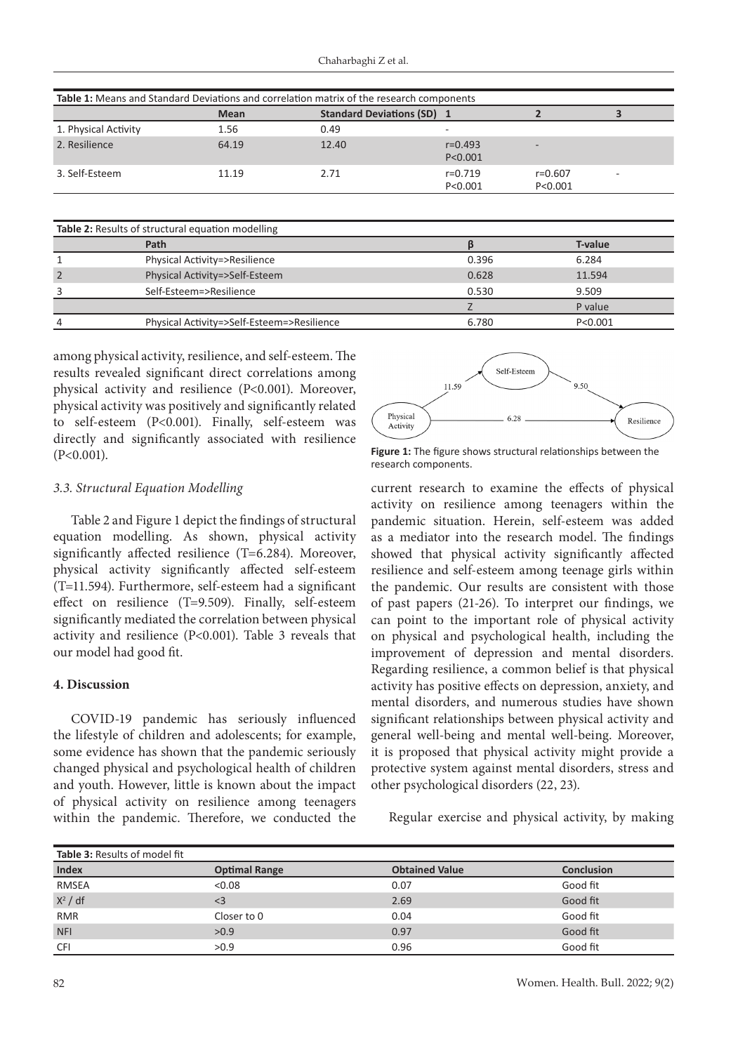**Table 1:** Means and Standard Deviations and correlation matrix of the research components

| | Mean | Standard Deviations (SD) | 1 | 2 | 3 |
|---|---|---|---|---|---|
| 1. Physical Activity | 1.56 | 0.49 | - | | |
| 2. Resilience | 64.19 | 12.40 | r=0.493 P<0.001 | - | |
| 3. Self-Esteem | 11.19 | 2.71 | r=0.719 P<0.001 | r=0.607 P<0.001 | - |

**Table 2:** Results of structural equation modelling

| | Path | β | T-value |
|---|---|---|---|
| 1 | Physical Activity=>Resilience | 0.396 | 6.284 |
| 2 | Physical Activity=>Self-Esteem | 0.628 | 11.594 |
| 3 | Self-Esteem=>Resilience | 0.530 | 9.509 |
| | | Z | P value |
| 4 | Physical Activity=>Self-Esteem=>Resilience | 6.780 | P<0.001 |

among physical activity, resilience, and self-esteem. The results revealed significant direct correlations among physical activity and resilience (P<0.001). Moreover, physical activity was positively and significantly related to self-esteem (P<0.001). Finally, self-esteem was directly and significantly associated with resilience (P<0.001).

*3.3. Structural Equation Modelling*

Table 2 and Figure 1 depict the findings of structural equation modelling. As shown, physical activity significantly affected resilience (T=6.284). Moreover, physical activity significantly affected self-esteem (T=11.594). Furthermore, self-esteem had a significant effect on resilience (T=9.509). Finally, self-esteem significantly mediated the correlation between physical activity and resilience (P<0.001). Table 3 reveals that our model had good fit.

**Figure 1:** The figure shows structural relationships between the research components.

### 4. Discussion

COVID-19 pandemic has seriously influenced the lifestyle of children and adolescents; for example, some evidence has shown that the pandemic seriously changed physical and psychological health of children and youth. However, little is known about the impact of physical activity on resilience among teenagers within the pandemic. Therefore, we conducted the current research to examine the effects of physical activity on resilience among teenagers within the pandemic situation. Herein, self-esteem was added as a mediator into the research model. The findings showed that physical activity significantly affected resilience and self-esteem among teenage girls within the pandemic. Our results are consistent with those of past papers (21-26). To interpret our findings, we can point to the important role of physical activity on physical and psychological health, including the improvement of depression and mental disorders. Regarding resilience, a common belief is that physical activity has positive effects on depression, anxiety, and mental disorders, and numerous studies have shown significant relationships between physical activity and general well-being and mental well-being. Moreover, it is proposed that physical activity might provide a protective system against mental disorders, stress and other psychological disorders (22, 23).

Regular exercise and physical activity, by making

**Table 3:** Results of model fit

| Index | Optimal Range | Obtained Value | Conclusion |
|---|---|---|---|
| RMSEA | <0.08 | 0.07 | Good fit |
| $X^2$ / df | <3 | 2.69 | Good fit |
| RMR | Closer to 0 | 0.04 | Good fit |
| NFI | >0.9 | 0.97 | Good fit |
| CFI | >0.9 | 0.96 | Good fit |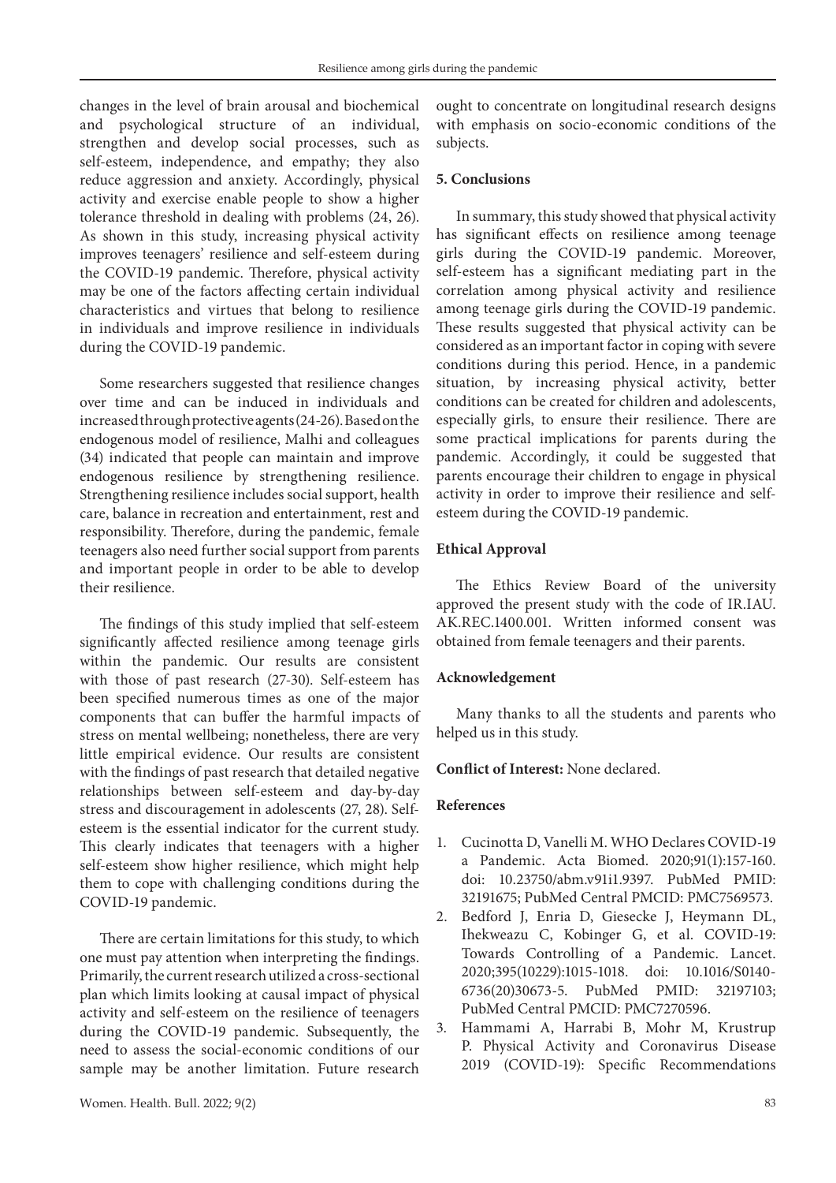changes in the level of brain arousal and biochemical and psychological structure of an individual, strengthen and develop social processes, such as self-esteem, independence, and empathy; they also reduce aggression and anxiety. Accordingly, physical activity and exercise enable people to show a higher tolerance threshold in dealing with problems (24, 26). As shown in this study, increasing physical activity improves teenagers' resilience and self-esteem during the COVID-19 pandemic. Therefore, physical activity may be one of the factors affecting certain individual characteristics and virtues that belong to resilience in individuals and improve resilience in individuals during the COVID-19 pandemic.

Some researchers suggested that resilience changes over time and can be induced in individuals and increased through protective agents (24-26). Based on the endogenous model of resilience, Malhi and colleagues (34) indicated that people can maintain and improve endogenous resilience by strengthening resilience. Strengthening resilience includes social support, health care, balance in recreation and entertainment, rest and responsibility. Therefore, during the pandemic, female teenagers also need further social support from parents and important people in order to be able to develop their resilience.

The findings of this study implied that self-esteem significantly affected resilience among teenage girls within the pandemic. Our results are consistent with those of past research (27-30). Self-esteem has been specified numerous times as one of the major components that can buffer the harmful impacts of stress on mental wellbeing; nonetheless, there are very little empirical evidence. Our results are consistent with the findings of past research that detailed negative relationships between self-esteem and day-by-day stress and discouragement in adolescents (27, 28). Self-esteem is the essential indicator for the current study. This clearly indicates that teenagers with a higher self-esteem show higher resilience, which might help them to cope with challenging conditions during the COVID-19 pandemic.

There are certain limitations for this study, to which one must pay attention when interpreting the findings. Primarily, the current research utilized a cross-sectional plan which limits looking at causal impact of physical activity and self-esteem on the resilience of teenagers during the COVID-19 pandemic. Subsequently, the need to assess the social-economic conditions of our sample may be another limitation. Future research ought to concentrate on longitudinal research designs with emphasis on socio-economic conditions of the subjects.

## 5. Conclusions

In summary, this study showed that physical activity has significant effects on resilience among teenage girls during the COVID-19 pandemic. Moreover, self-esteem has a significant mediating part in the correlation among physical activity and resilience among teenage girls during the COVID-19 pandemic. These results suggested that physical activity can be considered as an important factor in coping with severe conditions during this period. Hence, in a pandemic situation, by increasing physical activity, better conditions can be created for children and adolescents, especially girls, to ensure their resilience. There are some practical implications for parents during the pandemic. Accordingly, it could be suggested that parents encourage their children to engage in physical activity in order to improve their resilience and self-esteem during the COVID-19 pandemic.

## Ethical Approval

The Ethics Review Board of the university approved the present study with the code of IR.IAU.AK.REC.1400.001. Written informed consent was obtained from female teenagers and their parents.

## Acknowledgement

Many thanks to all the students and parents who helped us in this study.

**Conflict of Interest:** None declared.

## References

1. Cucinotta D, Vanelli M. WHO Declares COVID-19 a Pandemic. Acta Biomed. 2020;91(1):157-160. doi: 10.23750/abm.v91i1.9397. PubMed PMID: 32191675; PubMed Central PMCID: PMC7569573.
2. Bedford J, Enria D, Giesecke J, Heymann DL, Ihekweazu C, Kobinger G, et al. COVID-19: Towards Controlling of a Pandemic. Lancet. 2020;395(10229):1015-1018. doi: 10.1016/S0140-6736(20)30673-5. PubMed PMID: 32197103; PubMed Central PMCID: PMC7270596.
3. Hammami A, Harrabi B, Mohr M, Krustrup P. Physical Activity and Coronavirus Disease 2019 (COVID-19): Specific Recommendations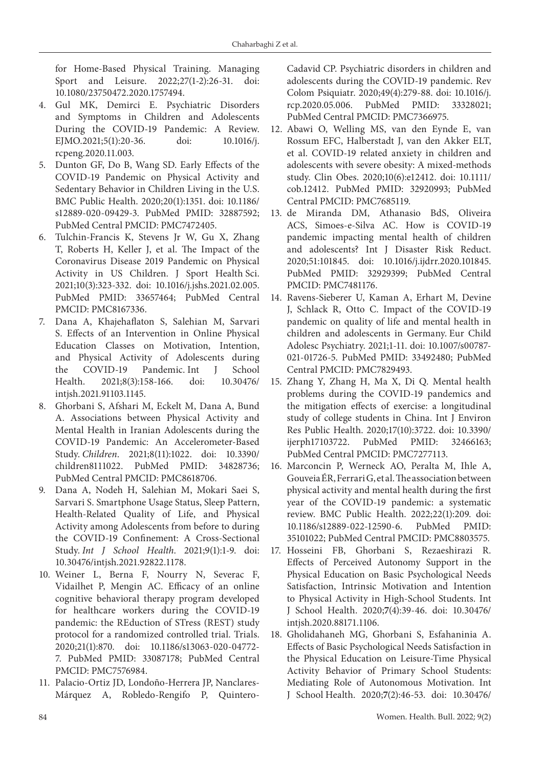for Home-Based Physical Training. Managing Sport and Leisure. 2022;27(1-2):26-31. doi: 10.1080/23750472.2020.1757494.

4. Gul MK, Demirci E. Psychiatric Disorders and Symptoms in Children and Adolescents During the COVID-19 Pandemic: A Review. EJMO.2021;5(1):20-36. doi: 10.1016/j.rcpeng.2020.11.003.
5. Dunton GF, Do B, Wang SD. Early Effects of the COVID-19 Pandemic on Physical Activity and Sedentary Behavior in Children Living in the U.S. BMC Public Health. 2020;20(1):1351. doi: 10.1186/s12889-020-09429-3. PubMed PMID: 32887592; PubMed Central PMCID: PMC7472405.
6. Tulchin-Francis K, Stevens Jr W, Gu X, Zhang T, Roberts H, Keller J, et al. The Impact of the Coronavirus Disease 2019 Pandemic on Physical Activity in US Children. J Sport Health Sci. 2021;10(3):323-332. doi: 10.1016/j.jshs.2021.02.005. PubMed PMID: 33657464; PubMed Central PMCID: PMC8167336.
7. Dana A, Khajehaflaton S, Salehian M, Sarvari S. Effects of an Intervention in Online Physical Education Classes on Motivation, Intention, and Physical Activity of Adolescents during the COVID-19 Pandemic. Int J School Health. 2021;8(3):158-166. doi: 10.30476/intjsh.2021.91103.1145.
8. Ghorbani S, Afshari M, Eckelt M, Dana A, Bund A. Associations between Physical Activity and Mental Health in Iranian Adolescents during the COVID-19 Pandemic: An Accelerometer-Based Study. *Children*. 2021;8(11):1022. doi: 10.3390/children8111022. PubMed PMID: 34828736; PubMed Central PMCID: PMC8618706.
9. Dana A, Nodeh H, Salehian M, Mokari Saei S, Sarvari S. Smartphone Usage Status, Sleep Pattern, Health-Related Quality of Life, and Physical Activity among Adolescents from before to during the COVID-19 Confinement: A Cross-Sectional Study. *Int J School Health*. 2021;9(1):1-9. doi: 10.30476/intjsh.2021.92822.1178.
10. Weiner L, Berna F, Nourry N, Severac F, Vidailhet P, Mengin AC. Efficacy of an online cognitive behavioral therapy program developed for healthcare workers during the COVID-19 pandemic: the REduction of STress (REST) study protocol for a randomized controlled trial. Trials. 2020;21(1):870. doi: 10.1186/s13063-020-04772-7. PubMed PMID: 33087178; PubMed Central PMCID: PMC7576984.
11. Palacio-Ortiz JD, Londoño-Herrera JP, Nanclares-Márquez A, Robledo-Rengifo P, Quintero-Cadavid CP. Psychiatric disorders in children and adolescents during the COVID-19 pandemic. Rev Colom Psiquiatr. 2020;49(4):279-88. doi: 10.1016/j.rcp.2020.05.006. PubMed PMID: 33328021; PubMed Central PMCID: PMC7366975.
12. Abawi O, Welling MS, van den Eynde E, van Rossum EFC, Halberstadt J, van den Akker ELT, et al. COVID-19 related anxiety in children and adolescents with severe obesity: A mixed-methods study. Clin Obes. 2020;10(6):e12412. doi: 10.1111/cob.12412. PubMed PMID: 32920993; PubMed Central PMCID: PMC7685119.
13. de Miranda DM, Athanasio BdS, Oliveira ACS, Simoes-e-Silva AC. How is COVID-19 pandemic impacting mental health of children and adolescents? Int J Disaster Risk Reduct. 2020;51:101845. doi: 10.1016/j.ijdrr.2020.101845. PubMed PMID: 32929399; PubMed Central PMCID: PMC7481176.
14. Ravens-Sieberer U, Kaman A, Erhart M, Devine J, Schlack R, Otto C. Impact of the COVID-19 pandemic on quality of life and mental health in children and adolescents in Germany. Eur Child Adolesc Psychiatry. 2021;1-11. doi: 10.1007/s00787-021-01726-5. PubMed PMID: 33492480; PubMed Central PMCID: PMC7829493.
15. Zhang Y, Zhang H, Ma X, Di Q. Mental health problems during the COVID-19 pandemics and the mitigation effects of exercise: a longitudinal study of college students in China. Int J Environ Res Public Health. 2020;17(10):3722. doi: 10.3390/ijerph17103722. PubMed PMID: 32466163; PubMed Central PMCID: PMC7277113.
16. Marconcin P, Werneck AO, Peralta M, Ihle A, Gouveia ÉR, Ferrari G, et al. The association between physical activity and mental health during the first year of the COVID-19 pandemic: a systematic review. BMC Public Health. 2022;22(1):209. doi: 10.1186/s12889-022-12590-6. PubMed PMID: 35101022; PubMed Central PMCID: PMC8803575.
17. Hosseini FB, Ghorbani S, Rezaeshirazi R. Effects of Perceived Autonomy Support in the Physical Education on Basic Psychological Needs Satisfaction, Intrinsic Motivation and Intention to Physical Activity in High-School Students. Int J School Health. 2020;7(4):39-46. doi: 10.30476/intjsh.2020.88171.1106.
18. Gholidahaneh MG, Ghorbani S, Esfahaninia A. Effects of Basic Psychological Needs Satisfaction in the Physical Education on Leisure-Time Physical Activity Behavior of Primary School Students: Mediating Role of Autonomous Motivation. Int J School Health. 2020;7(2):46-53. doi: 10.30476/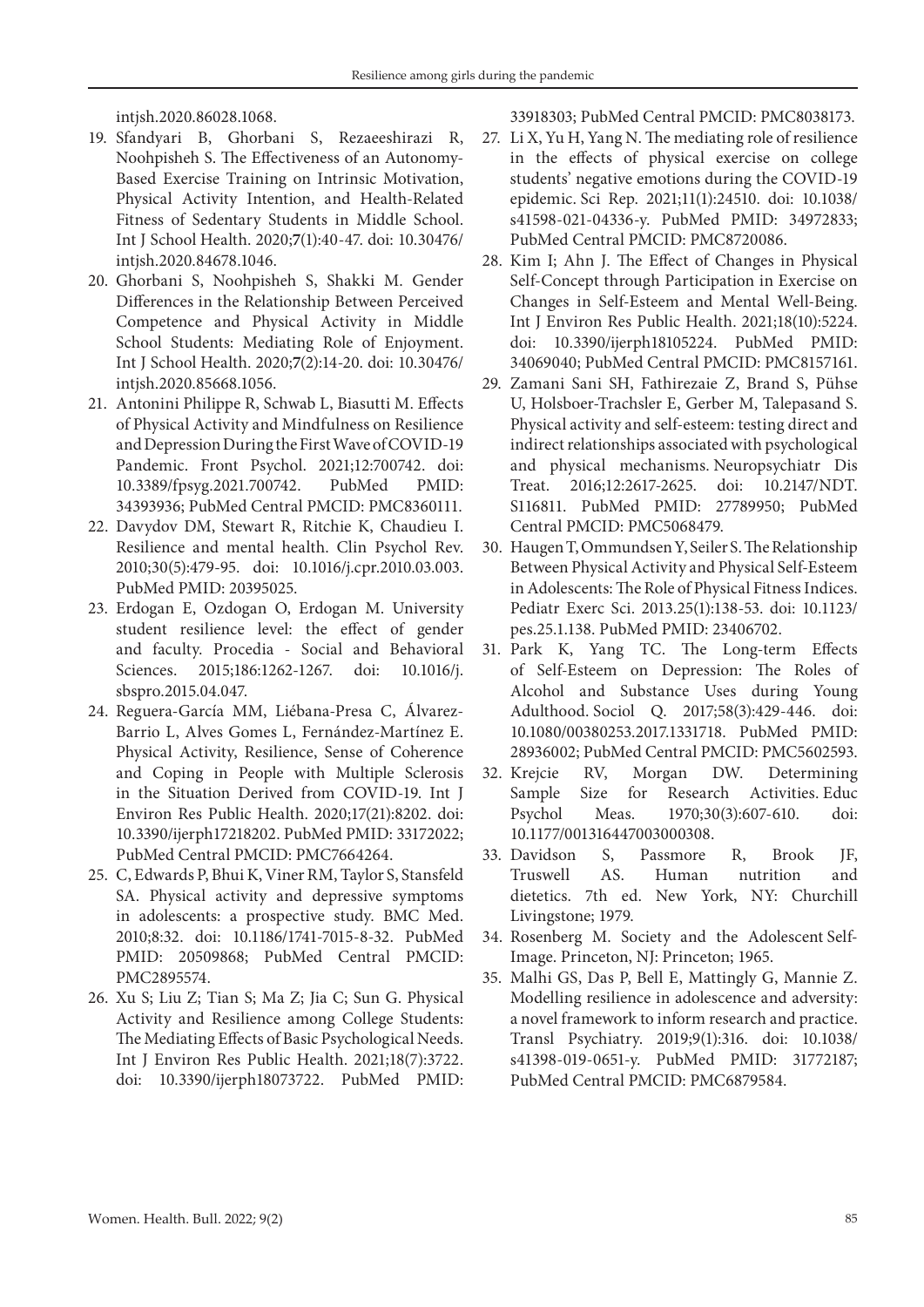intjsh.2020.86028.1068.

19. Sfandyari B, Ghorbani S, Rezaeeshirazi R, Noohpisheh S. The Effectiveness of an Autonomy-Based Exercise Training on Intrinsic Motivation, Physical Activity Intention, and Health-Related Fitness of Sedentary Students in Middle School. Int J School Health. 2020;**7**(1):40-47. doi: 10.30476/intjsh.2020.84678.1046.
20. Ghorbani S, Noohpisheh S, Shakki M. Gender Differences in the Relationship Between Perceived Competence and Physical Activity in Middle School Students: Mediating Role of Enjoyment. Int J School Health. 2020;**7**(2):14-20. doi: 10.30476/intjsh.2020.85668.1056.
21. Antonini Philippe R, Schwab L, Biasutti M. Effects of Physical Activity and Mindfulness on Resilience and Depression During the First Wave of COVID-19 Pandemic. Front Psychol. 2021;12:700742. doi: 10.3389/fpsyg.2021.700742. PubMed PMID: 34393936; PubMed Central PMCID: PMC8360111.
22. Davydov DM, Stewart R, Ritchie K, Chaudieu I. Resilience and mental health. Clin Psychol Rev. 2010;30(5):479-95. doi: 10.1016/j.cpr.2010.03.003. PubMed PMID: 20395025.
23. Erdogan E, Ozdogan O, Erdogan M. University student resilience level: the effect of gender and faculty. Procedia - Social and Behavioral Sciences. 2015;186:1262-1267. doi: 10.1016/j.sbspro.2015.04.047.
24. Reguera-García MM, Liébana-Presa C, Álvarez-Barrio L, Alves Gomes L, Fernández-Martínez E. Physical Activity, Resilience, Sense of Coherence and Coping in People with Multiple Sclerosis in the Situation Derived from COVID-19. Int J Environ Res Public Health. 2020;17(21):8202. doi: 10.3390/ijerph17218202. PubMed PMID: 33172022; PubMed Central PMCID: PMC7664264.
25. C, Edwards P, Bhui K, Viner RM, Taylor S, Stansfeld SA. Physical activity and depressive symptoms in adolescents: a prospective study. BMC Med. 2010;8:32. doi: 10.1186/1741-7015-8-32. PubMed PMID: 20509868; PubMed Central PMCID: PMC2895574.
26. Xu S; Liu Z; Tian S; Ma Z; Jia C; Sun G. Physical Activity and Resilience among College Students: The Mediating Effects of Basic Psychological Needs. Int J Environ Res Public Health. 2021;18(7):3722. doi: 10.3390/ijerph18073722. PubMed PMID: 33918303; PubMed Central PMCID: PMC8038173.
27. Li X, Yu H, Yang N. The mediating role of resilience in the effects of physical exercise on college students' negative emotions during the COVID-19 epidemic. Sci Rep. 2021;11(1):24510. doi: 10.1038/s41598-021-04336-y. PubMed PMID: 34972833; PubMed Central PMCID: PMC8720086.
28. Kim I; Ahn J. The Effect of Changes in Physical Self-Concept through Participation in Exercise on Changes in Self-Esteem and Mental Well-Being. Int J Environ Res Public Health. 2021;18(10):5224. doi: 10.3390/ijerph18105224. PubMed PMID: 34069040; PubMed Central PMCID: PMC8157161.
29. Zamani Sani SH, Fathirezaie Z, Brand S, Pühse U, Holsboer-Trachsler E, Gerber M, Talepasand S. Physical activity and self-esteem: testing direct and indirect relationships associated with psychological and physical mechanisms. Neuropsychiatr Dis Treat. 2016;12:2617-2625. doi: 10.2147/NDT.S116811. PubMed PMID: 27789950; PubMed Central PMCID: PMC5068479.
30. Haugen T, Ommundsen Y, Seiler S. The Relationship Between Physical Activity and Physical Self-Esteem in Adolescents: The Role of Physical Fitness Indices. Pediatr Exerc Sci. 2013.25(1):138-53. doi: 10.1123/pes.25.1.138. PubMed PMID: 23406702.
31. Park K, Yang TC. The Long-term Effects of Self-Esteem on Depression: The Roles of Alcohol and Substance Uses during Young Adulthood. Sociol Q. 2017;58(3):429-446. doi: 10.1080/00380253.2017.1331718. PubMed PMID: 28936002; PubMed Central PMCID: PMC5602593.
32. Krejcie RV, Morgan DW. Determining Sample Size for Research Activities. Educ Psychol Meas. 1970;30(3):607-610. doi: 10.1177/001316447003000308.
33. Davidson S, Passmore R, Brook JF, Truswell AS. Human nutrition and dietetics. 7th ed. New York, NY: Churchill Livingstone; 1979.
34. Rosenberg M. Society and the Adolescent Self-Image. Princeton, NJ: Princeton; 1965.
35. Malhi GS, Das P, Bell E, Mattingly G, Mannie Z. Modelling resilience in adolescence and adversity: a novel framework to inform research and practice. Transl Psychiatry. 2019;9(1):316. doi: 10.1038/s41398-019-0651-y. PubMed PMID: 31772187; PubMed Central PMCID: PMC6879584.